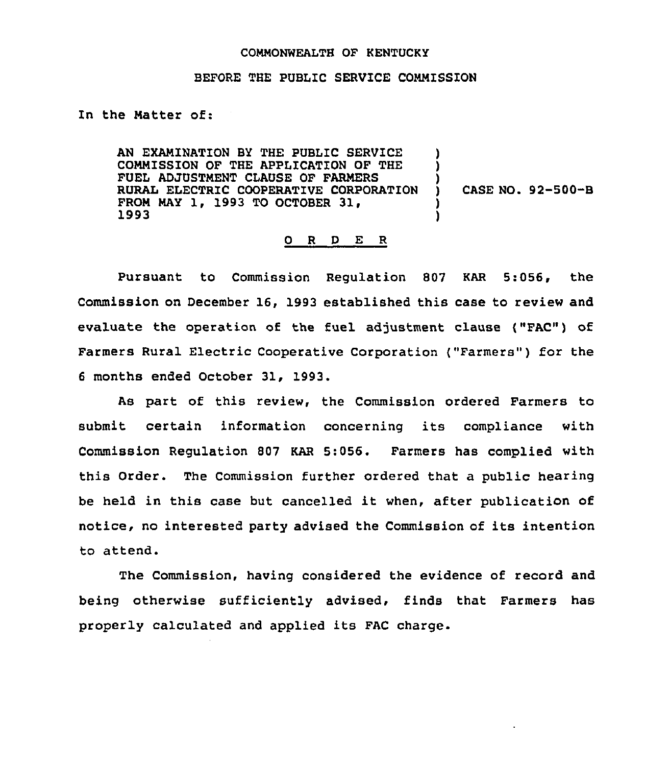COMMONWEALTH OF KENTUCKY

BEFORE THE PUBLIC SERVICE COMMISSION

In the Matter of:

AN EXAMINATION BY THE PUBLIC SERVICE COMMISSION OF THE APPLICATION OF THE FUEL ADJUSTMENT CLAUSE OF FARMERS RURAL ELECTRIC COOPERATIVE CORPORATION FROM MAY 1, 1993 TO OCTOBER 31, 1993 ) CASE NO. 92-500-B

## O R D E R

Pursuant to Commission Regulation 807 KAR 5:056, the Commission on December 16, 1993 established this case to review and evaluate the operation of the fuel adjustment clause ("FAC") of Farmers Rural Electric Cooperative Corporation ("Farmers") for the 6 months ended October 31, 1993.

As part of this review, the Commission ordered Farmers to submit certain information concerning its compliance with Commission Regulation 807 KAR 5:056. Farmers has complied with this Order. The Commission further ordered that a public hearing be held in this case but cancelled it when, after publication of notice, no interested party advised the Commission of its intention to attend.

The Commission, having considered the evidence of record and being otherwise sufficiently advised, finds that Farmers has properly calculated and applied its FAC charge.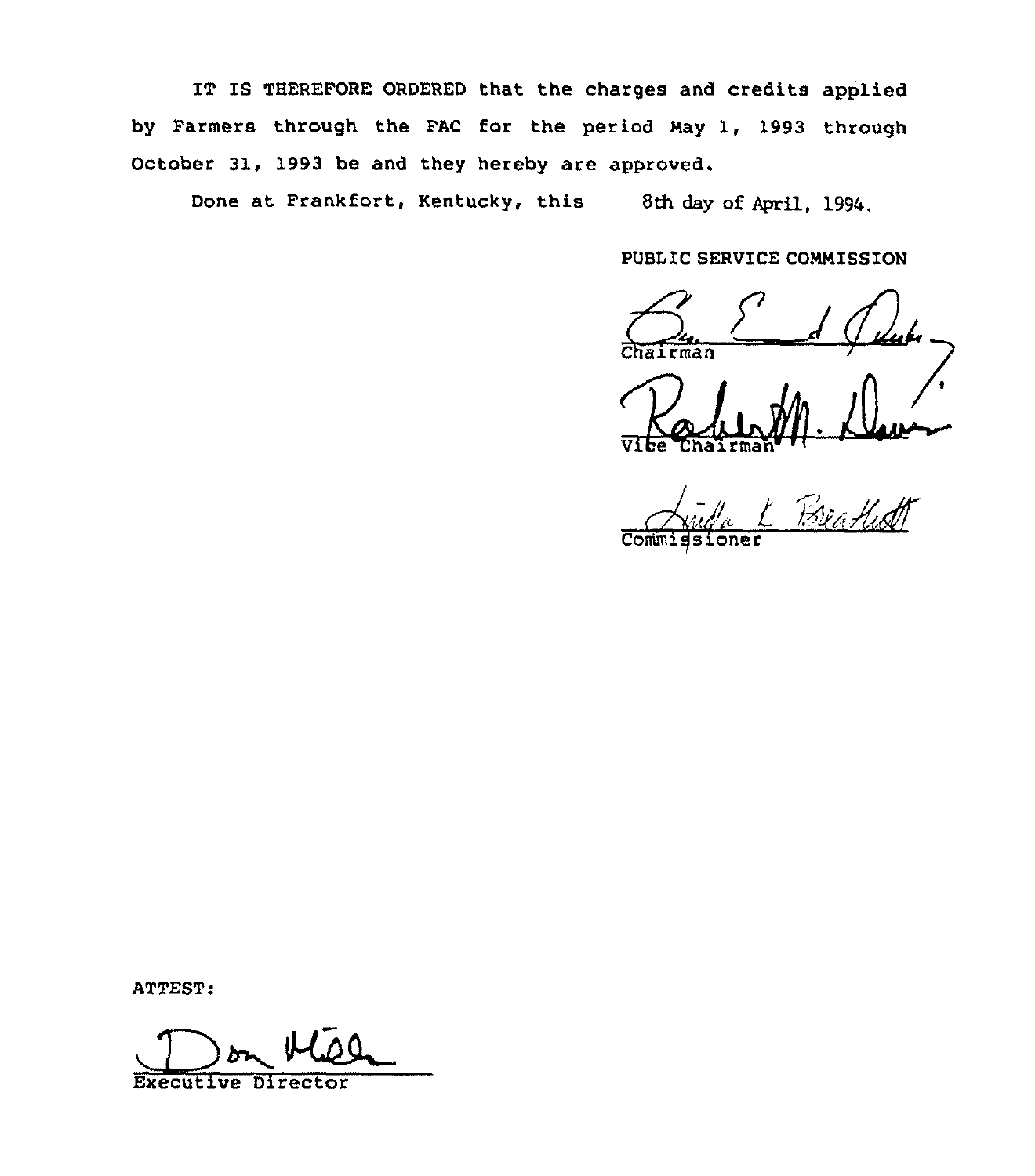IT IS THEREFORE ORDERED that the charges and credits applied by Farmers through the FAC for the period May 1, 1993 through October 31, 1993 be and they hereby are approved.

Done at Frankfort, Kentucky, this 8th day of April, 1994.

PUBLIC SERVICE COMMISSION

Chairman

Vice Chairman

Commissioner

ATTEST:

Executive Director